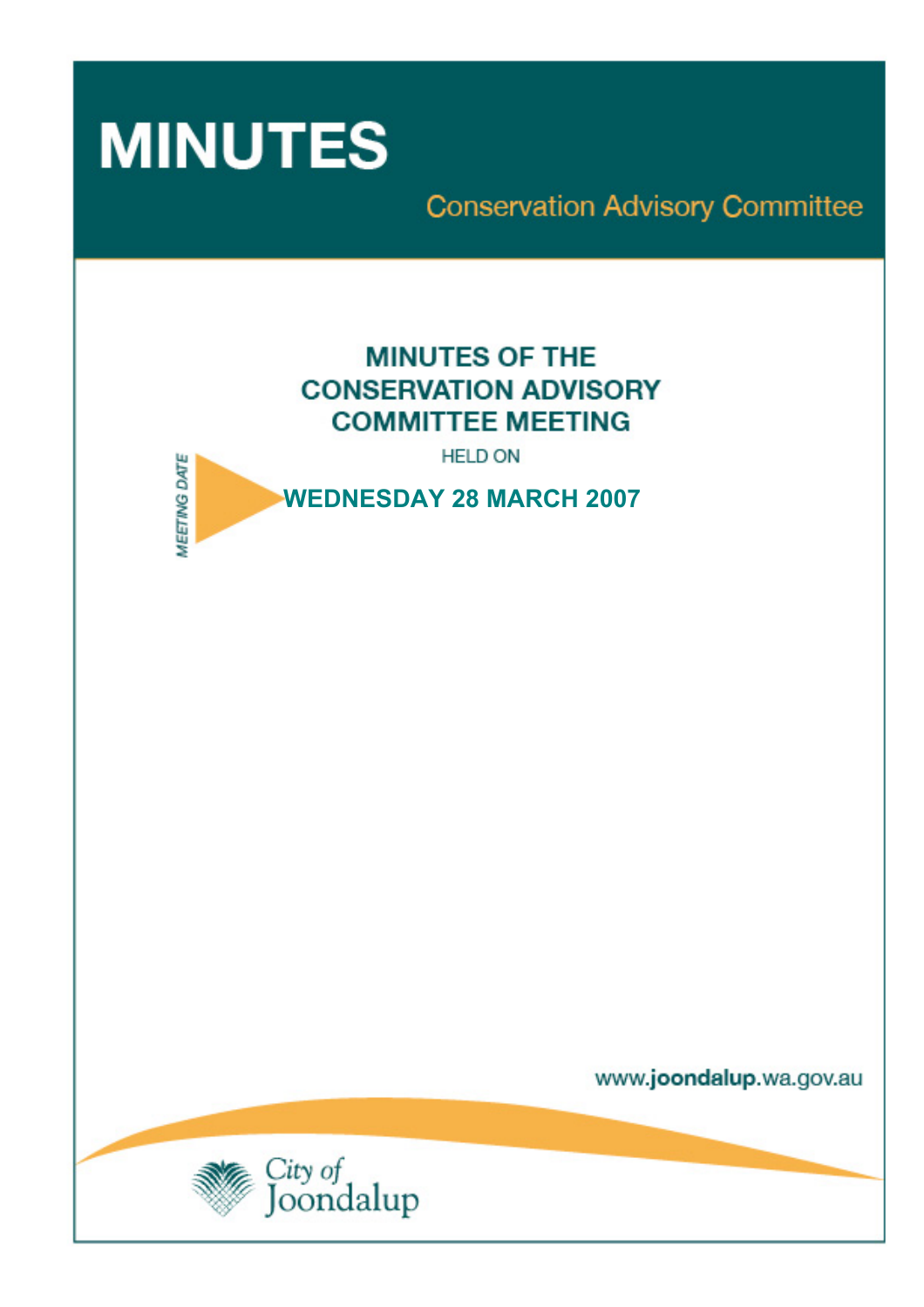# MINUTES

Conservation Advisory Committee

## MINUTES OF THE CONSERVATION ADVISORY COMMITTEE MEETING

HELD ON

MEETING DATE

**WEDNESDAY 28 MARCH 2007**

www.joondalup.wa.gov.au

City of Joondalup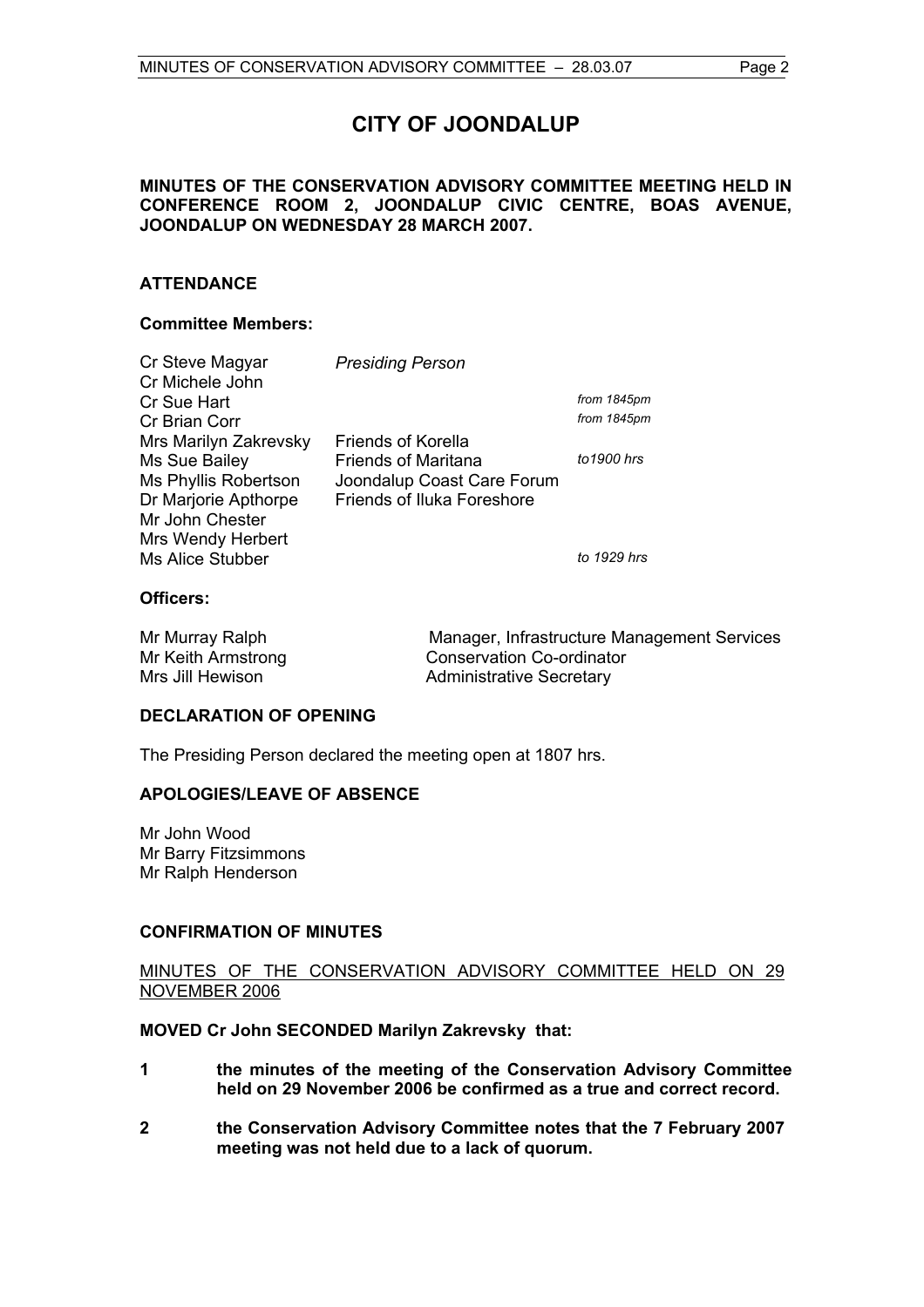# CITY OF JOONDALUP

**MINUTES OF THE CONSERVATION ADVISORY COMMITTEE MEETING HELD IN CONFERENCE ROOM 2, JOONDALUP CIVIC CENTRE, BOAS AVENUE, JOONDALUP ON WEDNESDAY 28 MARCH 2007.**

## ATTENDANCE

### Committee Members:

| | | |
|---|---|---|
| Cr Steve Magyar | *Presiding Person* | |
| Cr Michele John | | |
| Cr Sue Hart | | *from 1845pm* |
| Cr Brian Corr | | *from 1845pm* |
| Mrs Marilyn Zakrevsky | Friends of Korella | |
| Ms Sue Bailey | Friends of Maritana | *to1900 hrs* |
| Ms Phyllis Robertson | Joondalup Coast Care Forum | |
| Dr Marjorie Apthorpe | Friends of Iluka Foreshore | |
| Mr John Chester | | |
| Mrs Wendy Herbert | | |
| Ms Alice Stubber | | *to 1929 hrs* |

### Officers:

| | |
|---|---|
| Mr Murray Ralph | Manager, Infrastructure Management Services |
| Mr Keith Armstrong | Conservation Co-ordinator |
| Mrs Jill Hewison | Administrative Secretary |

## DECLARATION OF OPENING

The Presiding Person declared the meeting open at 1807 hrs.

## APOLOGIES/LEAVE OF ABSENCE

Mr John Wood
Mr Barry Fitzsimmons
Mr Ralph Henderson

## CONFIRMATION OF MINUTES

MINUTES OF THE CONSERVATION ADVISORY COMMITTEE HELD ON 29 NOVEMBER 2006

**MOVED Cr John SECONDED Marilyn Zakrevsky that:**

**1 the minutes of the meeting of the Conservation Advisory Committee held on 29 November 2006 be confirmed as a true and correct record.**

**2 the Conservation Advisory Committee notes that the 7 February 2007 meeting was not held due to a lack of quorum.**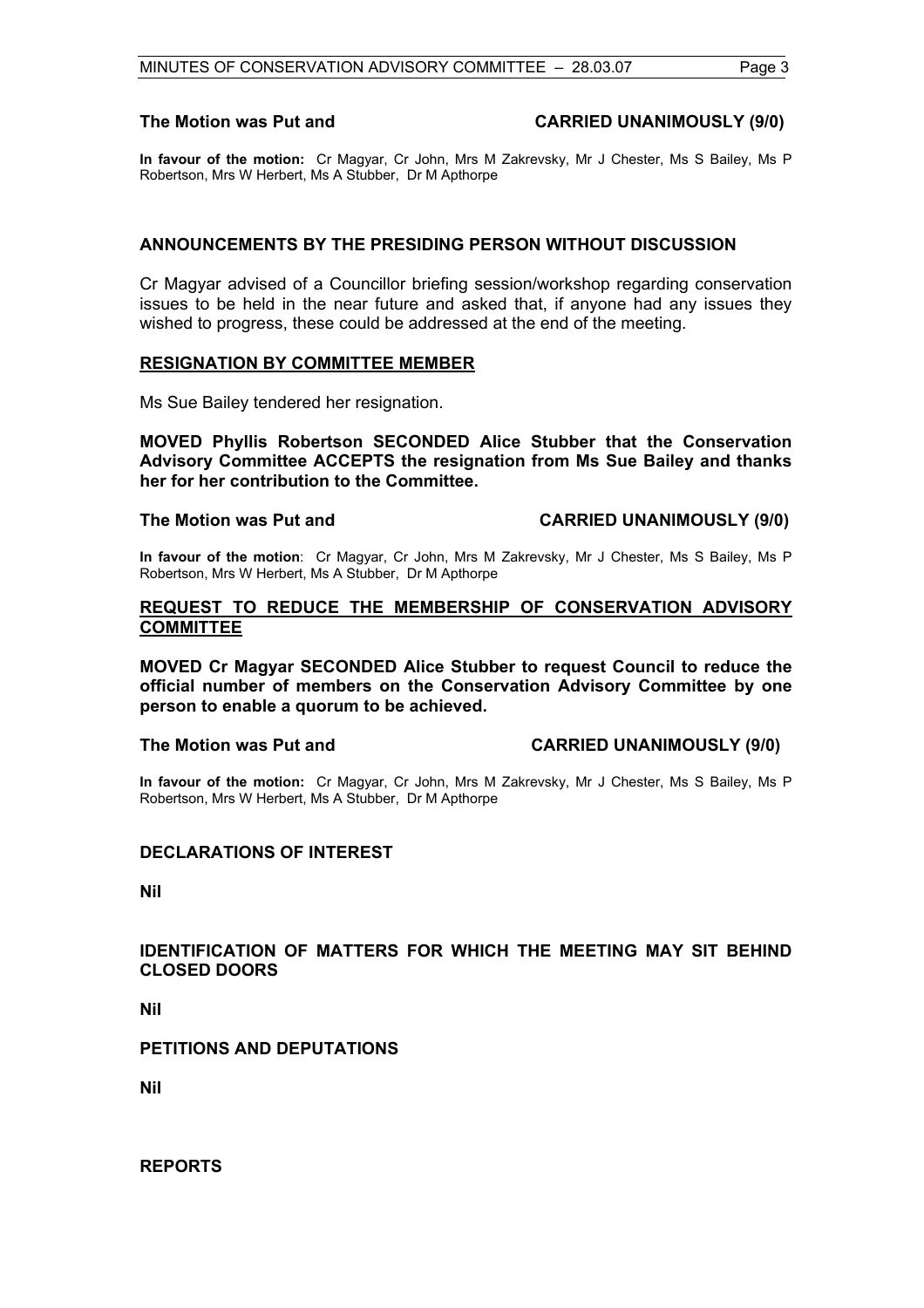**The Motion was Put and** **CARRIED UNANIMOUSLY (9/0)**

**In favour of the motion:** Cr Magyar, Cr John, Mrs M Zakrevsky, Mr J Chester, Ms S Bailey, Ms P Robertson, Mrs W Herbert, Ms A Stubber, Dr M Apthorpe

## ANNOUNCEMENTS BY THE PRESIDING PERSON WITHOUT DISCUSSION

Cr Magyar advised of a Councillor briefing session/workshop regarding conservation issues to be held in the near future and asked that, if anyone had any issues they wished to progress, these could be addressed at the end of the meeting.

## RESIGNATION BY COMMITTEE MEMBER

Ms Sue Bailey tendered her resignation.

**MOVED Phyllis Robertson SECONDED Alice Stubber that the Conservation Advisory Committee ACCEPTS the resignation from Ms Sue Bailey and thanks her for her contribution to the Committee.**

**The Motion was Put and** **CARRIED UNANIMOUSLY (9/0)**

**In favour of the motion**: Cr Magyar, Cr John, Mrs M Zakrevsky, Mr J Chester, Ms S Bailey, Ms P Robertson, Mrs W Herbert, Ms A Stubber, Dr M Apthorpe

## REQUEST TO REDUCE THE MEMBERSHIP OF CONSERVATION ADVISORY COMMITTEE

**MOVED Cr Magyar SECONDED Alice Stubber to request Council to reduce the official number of members on the Conservation Advisory Committee by one person to enable a quorum to be achieved.**

**The Motion was Put and** **CARRIED UNANIMOUSLY (9/0)**

**In favour of the motion:** Cr Magyar, Cr John, Mrs M Zakrevsky, Mr J Chester, Ms S Bailey, Ms P Robertson, Mrs W Herbert, Ms A Stubber, Dr M Apthorpe

## DECLARATIONS OF INTEREST

**Nil**

## IDENTIFICATION OF MATTERS FOR WHICH THE MEETING MAY SIT BEHIND CLOSED DOORS

**Nil**

## PETITIONS AND DEPUTATIONS

**Nil**

## REPORTS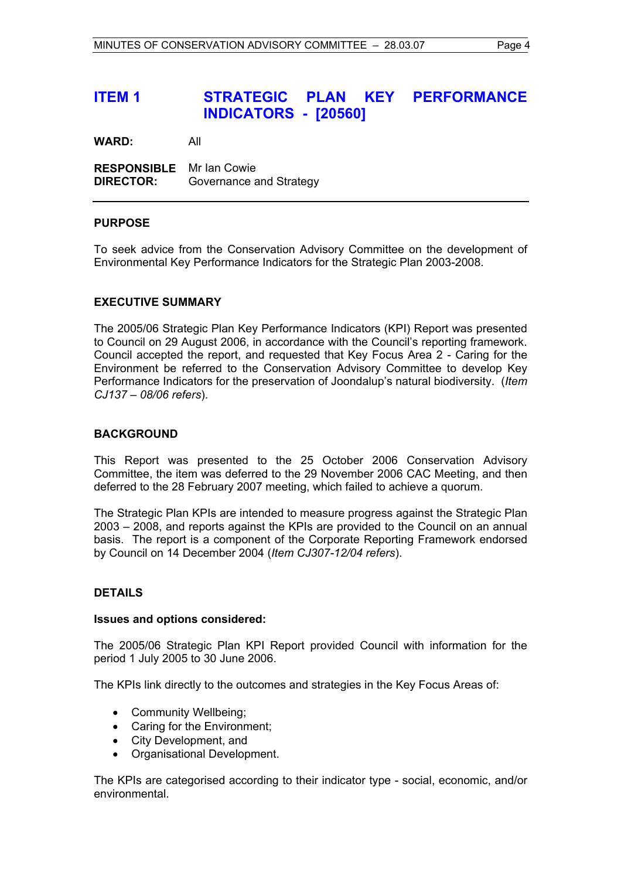## ITEM 1 STRATEGIC PLAN KEY PERFORMANCE INDICATORS - [20560]

**WARD:** All

**RESPONSIBLE DIRECTOR:** Mr Ian Cowie
Governance and Strategy

---

### PURPOSE

To seek advice from the Conservation Advisory Committee on the development of Environmental Key Performance Indicators for the Strategic Plan 2003-2008.

### EXECUTIVE SUMMARY

The 2005/06 Strategic Plan Key Performance Indicators (KPI) Report was presented to Council on 29 August 2006, in accordance with the Council's reporting framework. Council accepted the report, and requested that Key Focus Area 2 - Caring for the Environment be referred to the Conservation Advisory Committee to develop Key Performance Indicators for the preservation of Joondalup's natural biodiversity. (*Item CJ137 – 08/06 refers*).

### BACKGROUND

This Report was presented to the 25 October 2006 Conservation Advisory Committee, the item was deferred to the 29 November 2006 CAC Meeting, and then deferred to the 28 February 2007 meeting, which failed to achieve a quorum.

The Strategic Plan KPIs are intended to measure progress against the Strategic Plan 2003 – 2008, and reports against the KPIs are provided to the Council on an annual basis. The report is a component of the Corporate Reporting Framework endorsed by Council on 14 December 2004 (*Item CJ307-12/04 refers*).

### DETAILS

**Issues and options considered:**

The 2005/06 Strategic Plan KPI Report provided Council with information for the period 1 July 2005 to 30 June 2006.

The KPIs link directly to the outcomes and strategies in the Key Focus Areas of:

- Community Wellbeing;
- Caring for the Environment;
- City Development, and
- Organisational Development.

The KPIs are categorised according to their indicator type - social, economic, and/or environmental.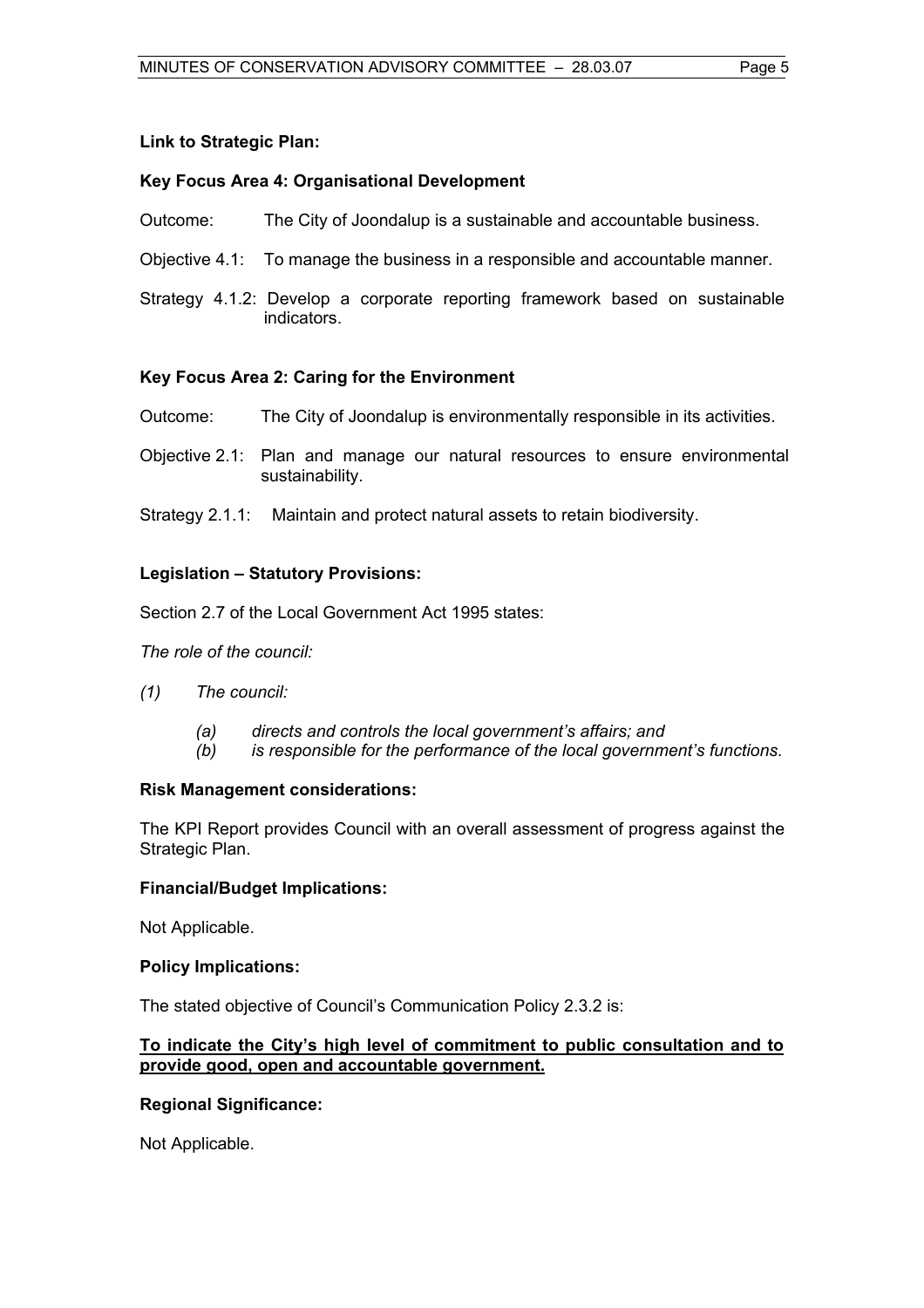**Link to Strategic Plan:**

**Key Focus Area 4: Organisational Development**

Outcome: The City of Joondalup is a sustainable and accountable business.

Objective 4.1: To manage the business in a responsible and accountable manner.

Strategy 4.1.2: Develop a corporate reporting framework based on sustainable indicators.

**Key Focus Area 2: Caring for the Environment**

Outcome: The City of Joondalup is environmentally responsible in its activities.

Objective 2.1: Plan and manage our natural resources to ensure environmental sustainability.

Strategy 2.1.1: Maintain and protect natural assets to retain biodiversity.

**Legislation – Statutory Provisions:**

Section 2.7 of the Local Government Act 1995 states:

*The role of the council:*

*(1) The council:*

*(a) directs and controls the local government's affairs; and*
*(b) is responsible for the performance of the local government's functions.*

**Risk Management considerations:**

The KPI Report provides Council with an overall assessment of progress against the Strategic Plan.

**Financial/Budget Implications:**

Not Applicable.

**Policy Implications:**

The stated objective of Council's Communication Policy 2.3.2 is:

**<u>To indicate the City's high level of commitment to public consultation and to provide good, open and accountable government.</u>**

**Regional Significance:**

Not Applicable.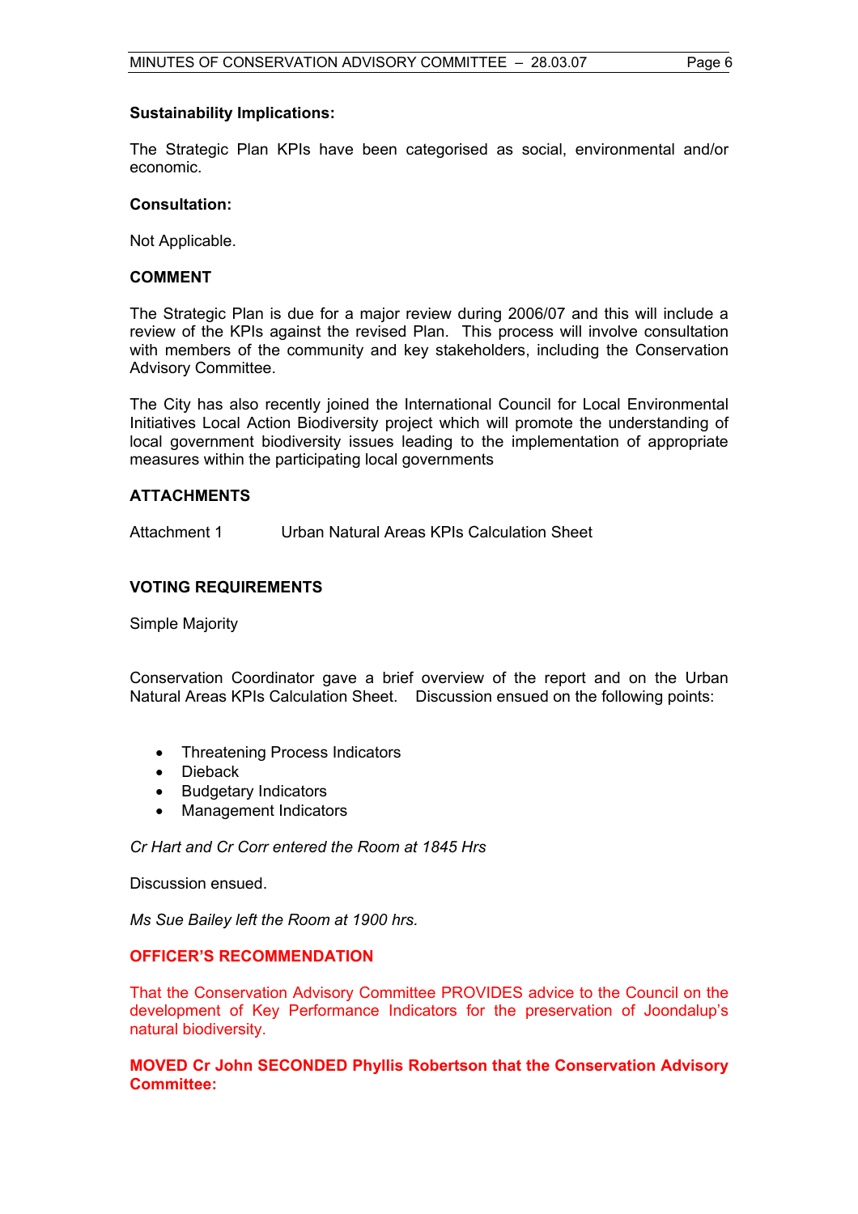**Sustainability Implications:**

The Strategic Plan KPIs have been categorised as social, environmental and/or economic.

**Consultation:**

Not Applicable.

**COMMENT**

The Strategic Plan is due for a major review during 2006/07 and this will include a review of the KPIs against the revised Plan. This process will involve consultation with members of the community and key stakeholders, including the Conservation Advisory Committee.

The City has also recently joined the International Council for Local Environmental Initiatives Local Action Biodiversity project which will promote the understanding of local government biodiversity issues leading to the implementation of appropriate measures within the participating local governments

**ATTACHMENTS**

Attachment 1 Urban Natural Areas KPIs Calculation Sheet

**VOTING REQUIREMENTS**

Simple Majority

Conservation Coordinator gave a brief overview of the report and on the Urban Natural Areas KPIs Calculation Sheet. Discussion ensued on the following points:

- Threatening Process Indicators
- Dieback
- Budgetary Indicators
- Management Indicators

*Cr Hart and Cr Corr entered the Room at 1845 Hrs*

Discussion ensued.

*Ms Sue Bailey left the Room at 1900 hrs.*

**OFFICER'S RECOMMENDATION**

That the Conservation Advisory Committee PROVIDES advice to the Council on the development of Key Performance Indicators for the preservation of Joondalup's natural biodiversity.

**MOVED Cr John SECONDED Phyllis Robertson that the Conservation Advisory Committee:**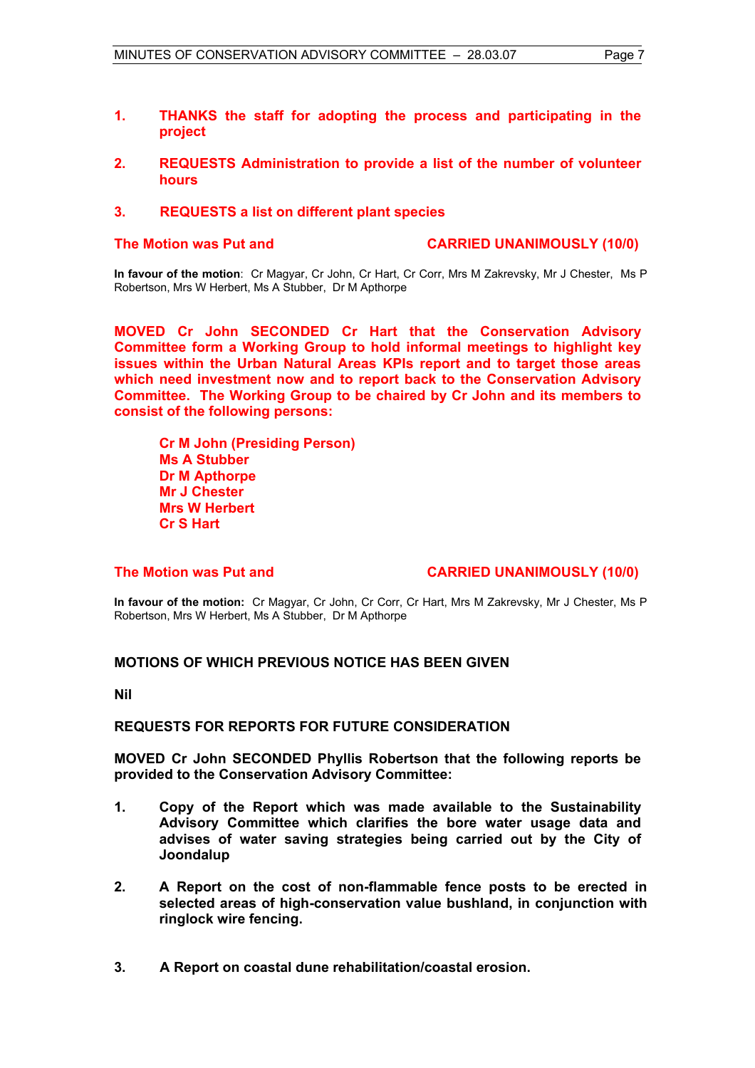1. **THANKS the staff for adopting the process and participating in the project**

2. **REQUESTS Administration to provide a list of the number of volunteer hours**

3. **REQUESTS a list on different plant species**

**The Motion was Put and CARRIED UNANIMOUSLY (10/0)**

**In favour of the motion**: Cr Magyar, Cr John, Cr Hart, Cr Corr, Mrs M Zakrevsky, Mr J Chester, Ms P Robertson, Mrs W Herbert, Ms A Stubber, Dr M Apthorpe

**MOVED Cr John SECONDED Cr Hart that the Conservation Advisory Committee form a Working Group to hold informal meetings to highlight key issues within the Urban Natural Areas KPIs report and to target those areas which need investment now and to report back to the Conservation Advisory Committee. The Working Group to be chaired by Cr John and its members to consist of the following persons:**

**Cr M John (Presiding Person)**
**Ms A Stubber**
**Dr M Apthorpe**
**Mr J Chester**
**Mrs W Herbert**
**Cr S Hart**

**The Motion was Put and CARRIED UNANIMOUSLY (10/0)**

**In favour of the motion:** Cr Magyar, Cr John, Cr Corr, Cr Hart, Mrs M Zakrevsky, Mr J Chester, Ms P Robertson, Mrs W Herbert, Ms A Stubber, Dr M Apthorpe

## MOTIONS OF WHICH PREVIOUS NOTICE HAS BEEN GIVEN

**Nil**

## REQUESTS FOR REPORTS FOR FUTURE CONSIDERATION

**MOVED Cr John SECONDED Phyllis Robertson that the following reports be provided to the Conservation Advisory Committee:**

1. **Copy of the Report which was made available to the Sustainability Advisory Committee which clarifies the bore water usage data and advises of water saving strategies being carried out by the City of Joondalup**

2. **A Report on the cost of non-flammable fence posts to be erected in selected areas of high-conservation value bushland, in conjunction with ringlock wire fencing.**

3. **A Report on coastal dune rehabilitation/coastal erosion.**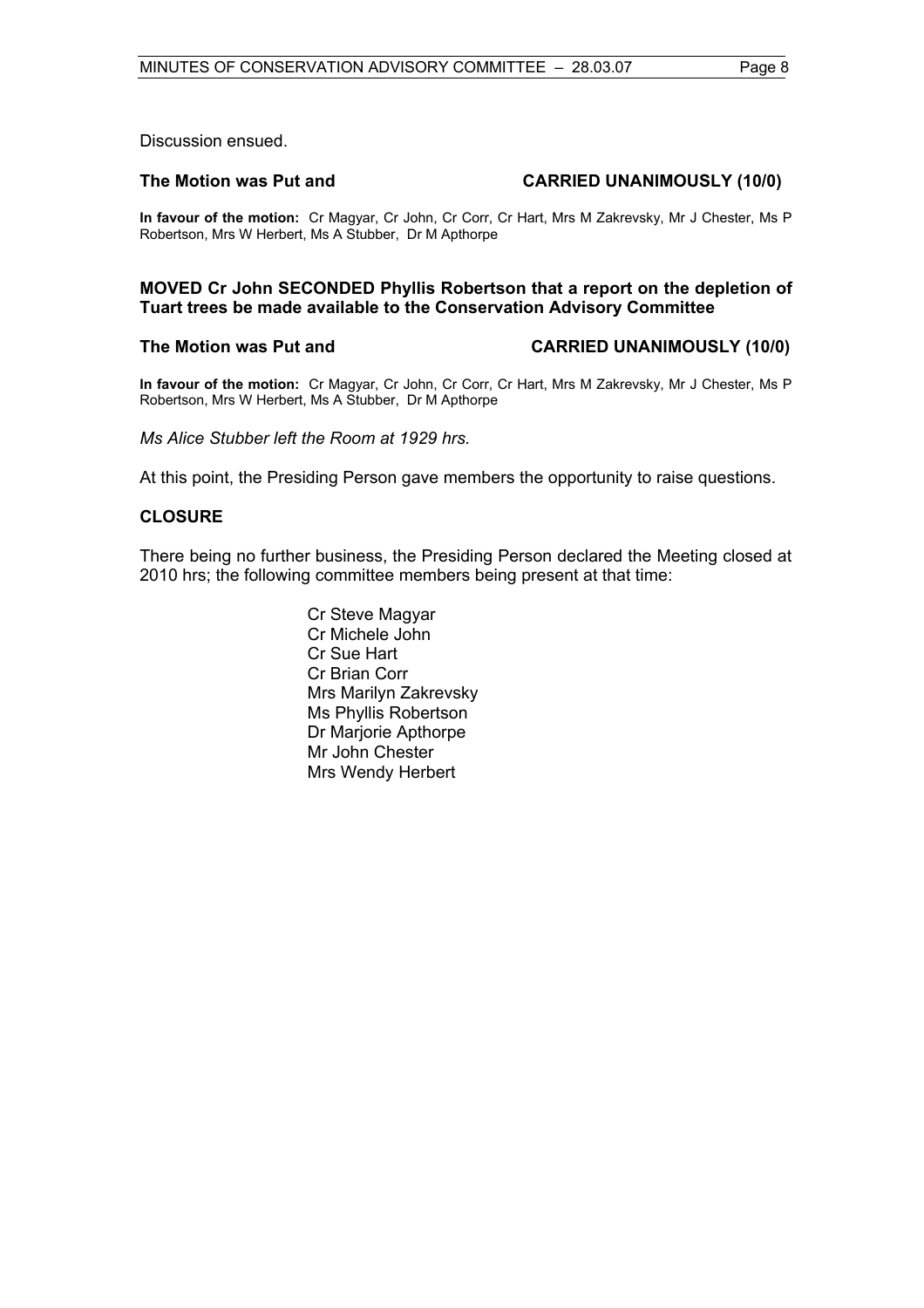Discussion ensued.

**The Motion was Put and CARRIED UNANIMOUSLY (10/0)**

**In favour of the motion:** Cr Magyar, Cr John, Cr Corr, Cr Hart, Mrs M Zakrevsky, Mr J Chester, Ms P Robertson, Mrs W Herbert, Ms A Stubber, Dr M Apthorpe

**MOVED Cr John SECONDED Phyllis Robertson that a report on the depletion of Tuart trees be made available to the Conservation Advisory Committee**

**The Motion was Put and CARRIED UNANIMOUSLY (10/0)**

**In favour of the motion:** Cr Magyar, Cr John, Cr Corr, Cr Hart, Mrs M Zakrevsky, Mr J Chester, Ms P Robertson, Mrs W Herbert, Ms A Stubber, Dr M Apthorpe

*Ms Alice Stubber left the Room at 1929 hrs.*

At this point, the Presiding Person gave members the opportunity to raise questions.

## CLOSURE

There being no further business, the Presiding Person declared the Meeting closed at 2010 hrs; the following committee members being present at that time:

Cr Steve Magyar
Cr Michele John
Cr Sue Hart
Cr Brian Corr
Mrs Marilyn Zakrevsky
Ms Phyllis Robertson
Dr Marjorie Apthorpe
Mr John Chester
Mrs Wendy Herbert